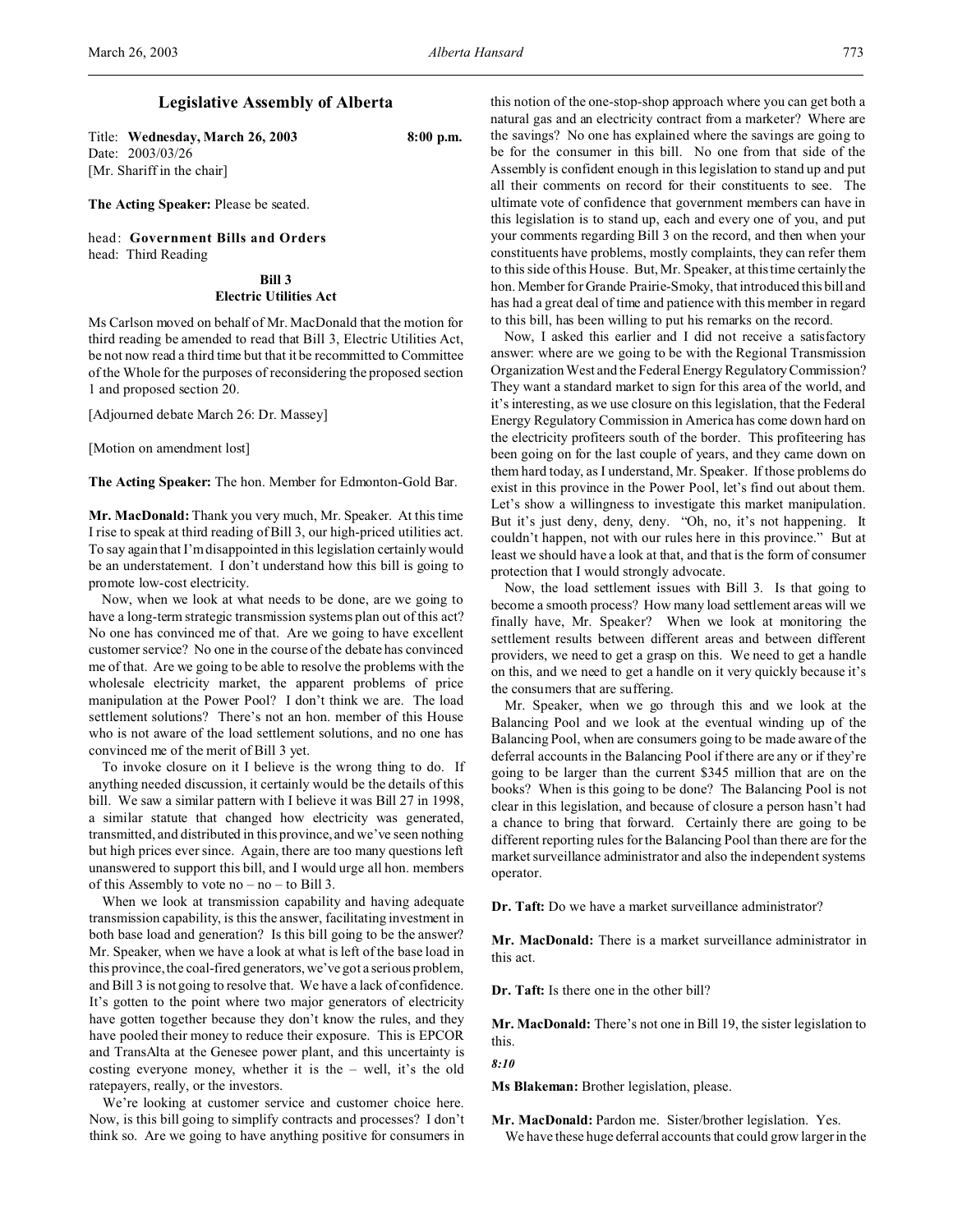# Legislative Assembly of Alberta

Title: **Wednesday, March 26, 2003** 8:00 p.m.
Date: 2003/03/26
[Mr. Shariff in the chair]

**The Acting Speaker:** Please be seated.

head: **Government Bills and Orders**
head: Third Reading

### Bill 3
### Electric Utilities Act

Ms Carlson moved on behalf of Mr. MacDonald that the motion for third reading be amended to read that Bill 3, Electric Utilities Act, be not now read a third time but that it be recommitted to Committee of the Whole for the purposes of reconsidering the proposed section 1 and proposed section 20.

[Adjourned debate March 26: Dr. Massey]

[Motion on amendment lost]

**The Acting Speaker:** The hon. Member for Edmonton-Gold Bar.

**Mr. MacDonald:** Thank you very much, Mr. Speaker. At this time I rise to speak at third reading of Bill 3, our high-priced utilities act. To say again that I'm disappointed in this legislation certainly would be an understatement. I don't understand how this bill is going to promote low-cost electricity.

Now, when we look at what needs to be done, are we going to have a long-term strategic transmission systems plan out of this act? No one has convinced me of that. Are we going to have excellent customer service? No one in the course of the debate has convinced me of that. Are we going to be able to resolve the problems with the wholesale electricity market, the apparent problems of price manipulation at the Power Pool? I don't think we are. The load settlement solutions? There's not an hon. member of this House who is not aware of the load settlement solutions, and no one has convinced me of the merit of Bill 3 yet.

To invoke closure on it I believe is the wrong thing to do. If anything needed discussion, it certainly would be the details of this bill. We saw a similar pattern with I believe it was Bill 27 in 1998, a similar statute that changed how electricity was generated, transmitted, and distributed in this province, and we've seen nothing but high prices ever since. Again, there are too many questions left unanswered to support this bill, and I would urge all hon. members of this Assembly to vote no – no – to Bill 3.

When we look at transmission capability and having adequate transmission capability, is this the answer, facilitating investment in both base load and generation? Is this bill going to be the answer? Mr. Speaker, when we have a look at what is left of the base load in this province, the coal-fired generators, we've got a serious problem, and Bill 3 is not going to resolve that. We have a lack of confidence. It's gotten to the point where two major generators of electricity have gotten together because they don't know the rules, and they have pooled their money to reduce their exposure. This is EPCOR and TransAlta at the Genesee power plant, and this uncertainty is costing everyone money, whether it is the – well, it's the old ratepayers, really, or the investors.

We're looking at customer service and customer choice here. Now, is this bill going to simplify contracts and processes? I don't think so. Are we going to have anything positive for consumers in this notion of the one-stop-shop approach where you can get both a natural gas and an electricity contract from a marketer? Where are the savings? No one has explained where the savings are going to be for the consumer in this bill. No one from that side of the Assembly is confident enough in this legislation to stand up and put all their comments on record for their constituents to see. The ultimate vote of confidence that government members can have in this legislation is to stand up, each and every one of you, and put your comments regarding Bill 3 on the record, and then when your constituents have problems, mostly complaints, they can refer them to this side of this House. But, Mr. Speaker, at this time certainly the hon. Member for Grande Prairie-Smoky, that introduced this bill and has had a great deal of time and patience with this member in regard to this bill, has been willing to put his remarks on the record.

Now, I asked this earlier and I did not receive a satisfactory answer: where are we going to be with the Regional Transmission Organization West and the Federal Energy Regulatory Commission? They want a standard market to sign for this area of the world, and it's interesting, as we use closure on this legislation, that the Federal Energy Regulatory Commission in America has come down hard on the electricity profiteers south of the border. This profiteering has been going on for the last couple of years, and they came down on them hard today, as I understand, Mr. Speaker. If those problems do exist in this province in the Power Pool, let's find out about them. Let's show a willingness to investigate this market manipulation. But it's just deny, deny, deny. "Oh, no, it's not happening. It couldn't happen, not with our rules here in this province." But at least we should have a look at that, and that is the form of consumer protection that I would strongly advocate.

Now, the load settlement issues with Bill 3. Is that going to become a smooth process? How many load settlement areas will we finally have, Mr. Speaker? When we look at monitoring the settlement results between different areas and between different providers, we need to get a grasp on this. We need to get a handle on this, and we need to get a handle on it very quickly because it's the consumers that are suffering.

Mr. Speaker, when we go through this and we look at the Balancing Pool and we look at the eventual winding up of the Balancing Pool, when are consumers going to be made aware of the deferral accounts in the Balancing Pool if there are any or if they're going to be larger than the current $345 million that are on the books? When is this going to be done? The Balancing Pool is not clear in this legislation, and because of closure a person hasn't had a chance to bring that forward. Certainly there are going to be different reporting rules for the Balancing Pool than there are for the market surveillance administrator and also the independent systems operator.

**Dr. Taft:** Do we have a market surveillance administrator?

**Mr. MacDonald:** There is a market surveillance administrator in this act.

**Dr. Taft:** Is there one in the other bill?

**Mr. MacDonald:** There's not one in Bill 19, the sister legislation to this.

*8:10*

**Ms Blakeman:** Brother legislation, please.

**Mr. MacDonald:** Pardon me. Sister/brother legislation. Yes.

We have these huge deferral accounts that could grow larger in the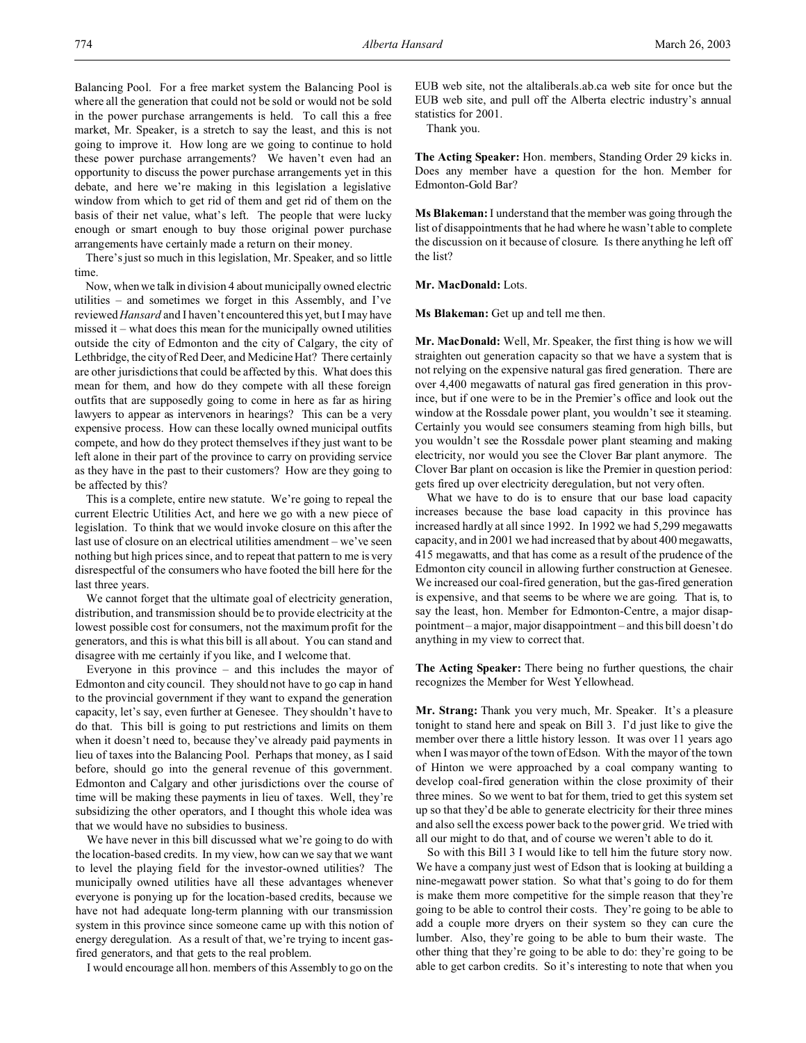Balancing Pool. For a free market system the Balancing Pool is where all the generation that could not be sold or would not be sold in the power purchase arrangements is held. To call this a free market, Mr. Speaker, is a stretch to say the least, and this is not going to improve it. How long are we going to continue to hold these power purchase arrangements? We haven't even had an opportunity to discuss the power purchase arrangements yet in this debate, and here we're making in this legislation a legislative window from which to get rid of them and get rid of them on the basis of their net value, what's left. The people that were lucky enough or smart enough to buy those original power purchase arrangements have certainly made a return on their money.

There's just so much in this legislation, Mr. Speaker, and so little time.

Now, when we talk in division 4 about municipally owned electric utilities – and sometimes we forget in this Assembly, and I've reviewed *Hansard* and I haven't encountered this yet, but I may have missed it – what does this mean for the municipally owned utilities outside the city of Edmonton and the city of Calgary, the city of Lethbridge, the city of Red Deer, and Medicine Hat? There certainly are other jurisdictions that could be affected by this. What does this mean for them, and how do they compete with all these foreign outfits that are supposedly going to come in here as far as hiring lawyers to appear as intervenors in hearings? This can be a very expensive process. How can these locally owned municipal outfits compete, and how do they protect themselves if they just want to be left alone in their part of the province to carry on providing service as they have in the past to their customers? How are they going to be affected by this?

This is a complete, entire new statute. We're going to repeal the current Electric Utilities Act, and here we go with a new piece of legislation. To think that we would invoke closure on this after the last use of closure on an electrical utilities amendment – we've seen nothing but high prices since, and to repeat that pattern to me is very disrespectful of the consumers who have footed the bill here for the last three years.

We cannot forget that the ultimate goal of electricity generation, distribution, and transmission should be to provide electricity at the lowest possible cost for consumers, not the maximum profit for the generators, and this is what this bill is all about. You can stand and disagree with me certainly if you like, and I welcome that.

Everyone in this province – and this includes the mayor of Edmonton and city council. They should not have to go cap in hand to the provincial government if they want to expand the generation capacity, let's say, even further at Genesee. They shouldn't have to do that. This bill is going to put restrictions and limits on them when it doesn't need to, because they've already paid payments in lieu of taxes into the Balancing Pool. Perhaps that money, as I said before, should go into the general revenue of this government. Edmonton and Calgary and other jurisdictions over the course of time will be making these payments in lieu of taxes. Well, they're subsidizing the other operators, and I thought this whole idea was that we would have no subsidies to business.

We have never in this bill discussed what we're going to do with the location-based credits. In my view, how can we say that we want to level the playing field for the investor-owned utilities? The municipally owned utilities have all these advantages whenever everyone is ponying up for the location-based credits, because we have not had adequate long-term planning with our transmission system in this province since someone came up with this notion of energy deregulation. As a result of that, we're trying to incent gas-fired generators, and that gets to the real problem.

I would encourage all hon. members of this Assembly to go on the EUB web site, not the altaliberals.ab.ca web site for once but the EUB web site, and pull off the Alberta electric industry's annual statistics for 2001.

Thank you.

**The Acting Speaker:** Hon. members, Standing Order 29 kicks in. Does any member have a question for the hon. Member for Edmonton-Gold Bar?

**Ms Blakeman:** I understand that the member was going through the list of disappointments that he had where he wasn't able to complete the discussion on it because of closure. Is there anything he left off the list?

**Mr. MacDonald:** Lots.

**Ms Blakeman:** Get up and tell me then.

**Mr. MacDonald:** Well, Mr. Speaker, the first thing is how we will straighten out generation capacity so that we have a system that is not relying on the expensive natural gas fired generation. There are over 4,400 megawatts of natural gas fired generation in this province, but if one were to be in the Premier's office and look out the window at the Rossdale power plant, you wouldn't see it steaming. Certainly you would see consumers steaming from high bills, but you wouldn't see the Rossdale power plant steaming and making electricity, nor would you see the Clover Bar plant anymore. The Clover Bar plant on occasion is like the Premier in question period: gets fired up over electricity deregulation, but not very often.

What we have to do is to ensure that our base load capacity increases because the base load capacity in this province has increased hardly at all since 1992. In 1992 we had 5,299 megawatts capacity, and in 2001 we had increased that by about 400 megawatts, 415 megawatts, and that has come as a result of the prudence of the Edmonton city council in allowing further construction at Genesee. We increased our coal-fired generation, but the gas-fired generation is expensive, and that seems to be where we are going. That is, to say the least, hon. Member for Edmonton-Centre, a major disappointment – a major, major disappointment – and this bill doesn't do anything in my view to correct that.

**The Acting Speaker:** There being no further questions, the chair recognizes the Member for West Yellowhead.

**Mr. Strang:** Thank you very much, Mr. Speaker. It's a pleasure tonight to stand here and speak on Bill 3. I'd just like to give the member over there a little history lesson. It was over 11 years ago when I was mayor of the town of Edson. With the mayor of the town of Hinton we were approached by a coal company wanting to develop coal-fired generation within the close proximity of their three mines. So we went to bat for them, tried to get this system set up so that they'd be able to generate electricity for their three mines and also sell the excess power back to the power grid. We tried with all our might to do that, and of course we weren't able to do it.

So with this Bill 3 I would like to tell him the future story now. We have a company just west of Edson that is looking at building a nine-megawatt power station. So what that's going to do for them is make them more competitive for the simple reason that they're going to be able to control their costs. They're going to be able to add a couple more dryers on their system so they can cure the lumber. Also, they're going to be able to burn their waste. The other thing that they're going to be able to do: they're going to be able to get carbon credits. So it's interesting to note that when you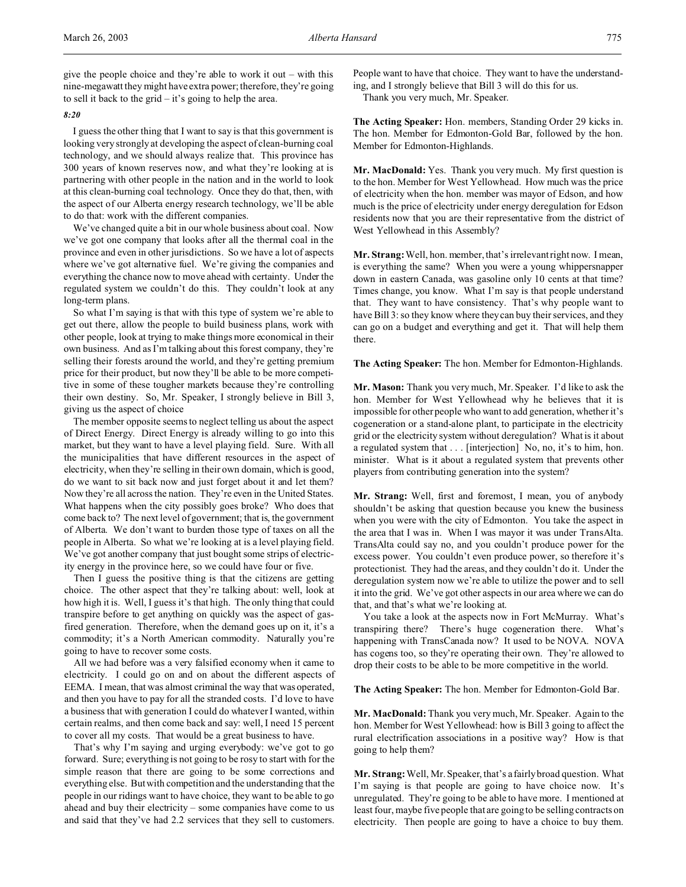give the people choice and they're able to work it out – with this nine-megawatt they might have extra power; therefore, they're going to sell it back to the grid – it's going to help the area.

*8:20*

I guess the other thing that I want to say is that this government is looking very strongly at developing the aspect of clean-burning coal technology, and we should always realize that. This province has 300 years of known reserves now, and what they're looking at is partnering with other people in the nation and in the world to look at this clean-burning coal technology. Once they do that, then, with the aspect of our Alberta energy research technology, we'll be able to do that: work with the different companies.

We've changed quite a bit in our whole business about coal. Now we've got one company that looks after all the thermal coal in the province and even in other jurisdictions. So we have a lot of aspects where we've got alternative fuel. We're giving the companies and everything the chance now to move ahead with certainty. Under the regulated system we couldn't do this. They couldn't look at any long-term plans.

So what I'm saying is that with this type of system we're able to get out there, allow the people to build business plans, work with other people, look at trying to make things more economical in their own business. And as I'm talking about this forest company, they're selling their forests around the world, and they're getting premium price for their product, but now they'll be able to be more competitive in some of these tougher markets because they're controlling their own destiny. So, Mr. Speaker, I strongly believe in Bill 3, giving us the aspect of choice

The member opposite seems to neglect telling us about the aspect of Direct Energy. Direct Energy is already willing to go into this market, but they want to have a level playing field. Sure. With all the municipalities that have different resources in the aspect of electricity, when they're selling in their own domain, which is good, do we want to sit back now and just forget about it and let them? Now they're all across the nation. They're even in the United States. What happens when the city possibly goes broke? Who does that come back to? The next level of government; that is, the government of Alberta. We don't want to burden those type of taxes on all the people in Alberta. So what we're looking at is a level playing field. We've got another company that just bought some strips of electricity energy in the province here, so we could have four or five.

Then I guess the positive thing is that the citizens are getting choice. The other aspect that they're talking about: well, look at how high it is. Well, I guess it's that high. The only thing that could transpire before to get anything on quickly was the aspect of gas-fired generation. Therefore, when the demand goes up on it, it's a commodity; it's a North American commodity. Naturally you're going to have to recover some costs.

All we had before was a very falsified economy when it came to electricity. I could go on and on about the different aspects of EEMA. I mean, that was almost criminal the way that was operated, and then you have to pay for all the stranded costs. I'd love to have a business that with generation I could do whatever I wanted, within certain realms, and then come back and say: well, I need 15 percent to cover all my costs. That would be a great business to have.

That's why I'm saying and urging everybody: we've got to go forward. Sure; everything is not going to be rosy to start with for the simple reason that there are going to be some corrections and everything else. But with competition and the understanding that the people in our ridings want to have choice, they want to be able to go ahead and buy their electricity – some companies have come to us and said that they've had 2.2 services that they sell to customers. People want to have that choice. They want to have the understanding, and I strongly believe that Bill 3 will do this for us.

Thank you very much, Mr. Speaker.

**The Acting Speaker:** Hon. members, Standing Order 29 kicks in. The hon. Member for Edmonton-Gold Bar, followed by the hon. Member for Edmonton-Highlands.

**Mr. MacDonald:** Yes. Thank you very much. My first question is to the hon. Member for West Yellowhead. How much was the price of electricity when the hon. member was mayor of Edson, and how much is the price of electricity under energy deregulation for Edson residents now that you are their representative from the district of West Yellowhead in this Assembly?

**Mr. Strang:** Well, hon. member, that's irrelevant right now. I mean, is everything the same? When you were a young whippersnapper down in eastern Canada, was gasoline only 10 cents at that time? Times change, you know. What I'm say is that people understand that. They want to have consistency. That's why people want to have Bill 3: so they know where they can buy their services, and they can go on a budget and everything and get it. That will help them there.

**The Acting Speaker:** The hon. Member for Edmonton-Highlands.

**Mr. Mason:** Thank you very much, Mr. Speaker. I'd like to ask the hon. Member for West Yellowhead why he believes that it is impossible for other people who want to add generation, whether it's cogeneration or a stand-alone plant, to participate in the electricity grid or the electricity system without deregulation? What is it about a regulated system that . . . [interjection] No, no, it's to him, hon. minister. What is it about a regulated system that prevents other players from contributing generation into the system?

**Mr. Strang:** Well, first and foremost, I mean, you of anybody shouldn't be asking that question because you knew the business when you were with the city of Edmonton. You take the aspect in the area that I was in. When I was mayor it was under TransAlta. TransAlta could say no, and you couldn't produce power for the excess power. You couldn't even produce power, so therefore it's protectionist. They had the areas, and they couldn't do it. Under the deregulation system now we're able to utilize the power and to sell it into the grid. We've got other aspects in our area where we can do that, and that's what we're looking at.

You take a look at the aspects now in Fort McMurray. What's transpiring there? There's huge cogeneration there. What's happening with TransCanada now? It used to be NOVA. NOVA has cogens too, so they're operating their own. They're allowed to drop their costs to be able to be more competitive in the world.

**The Acting Speaker:** The hon. Member for Edmonton-Gold Bar.

**Mr. MacDonald:** Thank you very much, Mr. Speaker. Again to the hon. Member for West Yellowhead: how is Bill 3 going to affect the rural electrification associations in a positive way? How is that going to help them?

**Mr. Strang:** Well, Mr. Speaker, that's a fairly broad question. What I'm saying is that people are going to have choice now. It's unregulated. They're going to be able to have more. I mentioned at least four, maybe five people that are going to be selling contracts on electricity. Then people are going to have a choice to buy them.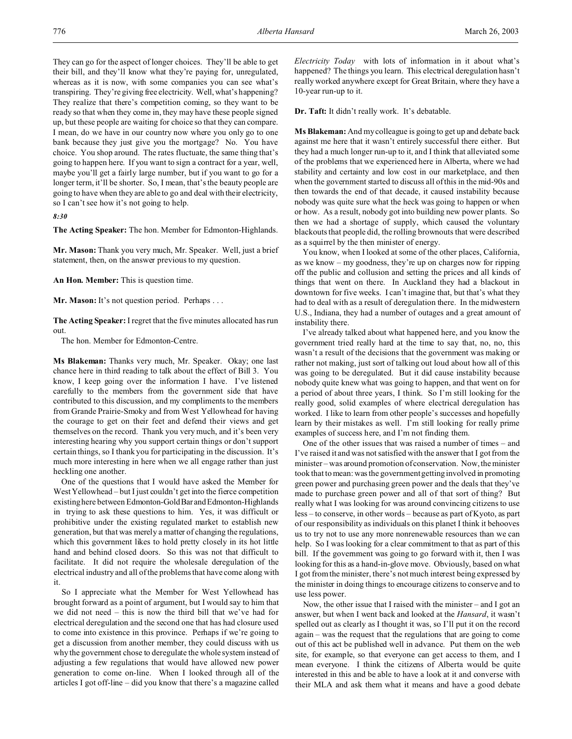They can go for the aspect of longer choices. They'll be able to get their bill, and they'll know what they're paying for, unregulated, whereas as it is now, with some companies you can see what's transpiring. They're giving free electricity. Well, what's happening? They realize that there's competition coming, so they want to be ready so that when they come in, they may have these people signed up, but these people are waiting for choice so that they can compare. I mean, do we have in our country now where you only go to one bank because they just give you the mortgage? No. You have choice. You shop around. The rates fluctuate, the same thing that's going to happen here. If you want to sign a contract for a year, well, maybe you'll get a fairly large number, but if you want to go for a longer term, it'll be shorter. So, I mean, that's the beauty people are going to have when they are able to go and deal with their electricity, so I can't see how it's not going to help.

*8:30*

**The Acting Speaker:** The hon. Member for Edmonton-Highlands.

**Mr. Mason:** Thank you very much, Mr. Speaker. Well, just a brief statement, then, on the answer previous to my question.

**An Hon. Member:** This is question time.

**Mr. Mason:** It's not question period. Perhaps . . .

**The Acting Speaker:** I regret that the five minutes allocated has run out.

The hon. Member for Edmonton-Centre.

**Ms Blakeman:** Thanks very much, Mr. Speaker. Okay; one last chance here in third reading to talk about the effect of Bill 3. You know, I keep going over the information I have. I've listened carefully to the members from the government side that have contributed to this discussion, and my compliments to the members from Grande Prairie-Smoky and from West Yellowhead for having the courage to get on their feet and defend their views and get themselves on the record. Thank you very much, and it's been very interesting hearing why you support certain things or don't support certain things, so I thank you for participating in the discussion. It's much more interesting in here when we all engage rather than just heckling one another.

One of the questions that I would have asked the Member for West Yellowhead – but I just couldn't get into the fierce competition existing here between Edmonton-Gold Bar and Edmonton-Highlands in trying to ask these questions to him. Yes, it was difficult or prohibitive under the existing regulated market to establish new generation, but that was merely a matter of changing the regulations, which this government likes to hold pretty closely in its hot little hand and behind closed doors. So this was not that difficult to facilitate. It did not require the wholesale deregulation of the electrical industry and all of the problems that have come along with it.

So I appreciate what the Member for West Yellowhead has brought forward as a point of argument, but I would say to him that we did not need – this is now the third bill that we've had for electrical deregulation and the second one that has had closure used to come into existence in this province. Perhaps if we're going to get a discussion from another member, they could discuss with us why the government chose to deregulate the whole system instead of adjusting a few regulations that would have allowed new power generation to come on-line. When I looked through all of the articles I got off-line – did you know that there's a magazine called *Electricity Today* with lots of information in it about what's happened? The things you learn. This electrical deregulation hasn't really worked anywhere except for Great Britain, where they have a 10-year run-up to it.

**Dr. Taft:** It didn't really work. It's debatable.

**Ms Blakeman:** And my colleague is going to get up and debate back against me here that it wasn't entirely successful there either. But they had a much longer run-up to it, and I think that alleviated some of the problems that we experienced here in Alberta, where we had stability and certainty and low cost in our marketplace, and then when the government started to discuss all of this in the mid-90s and then towards the end of that decade, it caused instability because nobody was quite sure what the heck was going to happen or when or how. As a result, nobody got into building new power plants. So then we had a shortage of supply, which caused the voluntary blackouts that people did, the rolling brownouts that were described as a squirrel by the then minister of energy.

You know, when I looked at some of the other places, California, as we know – my goodness, they're up on charges now for ripping off the public and collusion and setting the prices and all kinds of things that went on there. In Auckland they had a blackout in downtown for five weeks. I can't imagine that, but that's what they had to deal with as a result of deregulation there. In the midwestern U.S., Indiana, they had a number of outages and a great amount of instability there.

I've already talked about what happened here, and you know the government tried really hard at the time to say that, no, no, this wasn't a result of the decisions that the government was making or rather not making, just sort of talking out loud about how all of this was going to be deregulated. But it did cause instability because nobody quite knew what was going to happen, and that went on for a period of about three years, I think. So I'm still looking for the really good, solid examples of where electrical deregulation has worked. I like to learn from other people's successes and hopefully learn by their mistakes as well. I'm still looking for really prime examples of success here, and I'm not finding them.

One of the other issues that was raised a number of times – and I've raised it and was not satisfied with the answer that I got from the minister – was around promotion of conservation. Now, the minister took that to mean: was the government getting involved in promoting green power and purchasing green power and the deals that they've made to purchase green power and all of that sort of thing? But really what I was looking for was around convincing citizens to use less – to conserve, in other words – because as part of Kyoto, as part of our responsibility as individuals on this planet I think it behooves us to try not to use any more nonrenewable resources than we can help. So I was looking for a clear commitment to that as part of this bill. If the government was going to go forward with it, then I was looking for this as a hand-in-glove move. Obviously, based on what I got from the minister, there's not much interest being expressed by the minister in doing things to encourage citizens to conserve and to use less power.

Now, the other issue that I raised with the minister – and I got an answer, but when I went back and looked at the *Hansard*, it wasn't spelled out as clearly as I thought it was, so I'll put it on the record again – was the request that the regulations that are going to come out of this act be published well in advance. Put them on the web site, for example, so that everyone can get access to them, and I mean everyone. I think the citizens of Alberta would be quite interested in this and be able to have a look at it and converse with their MLA and ask them what it means and have a good debate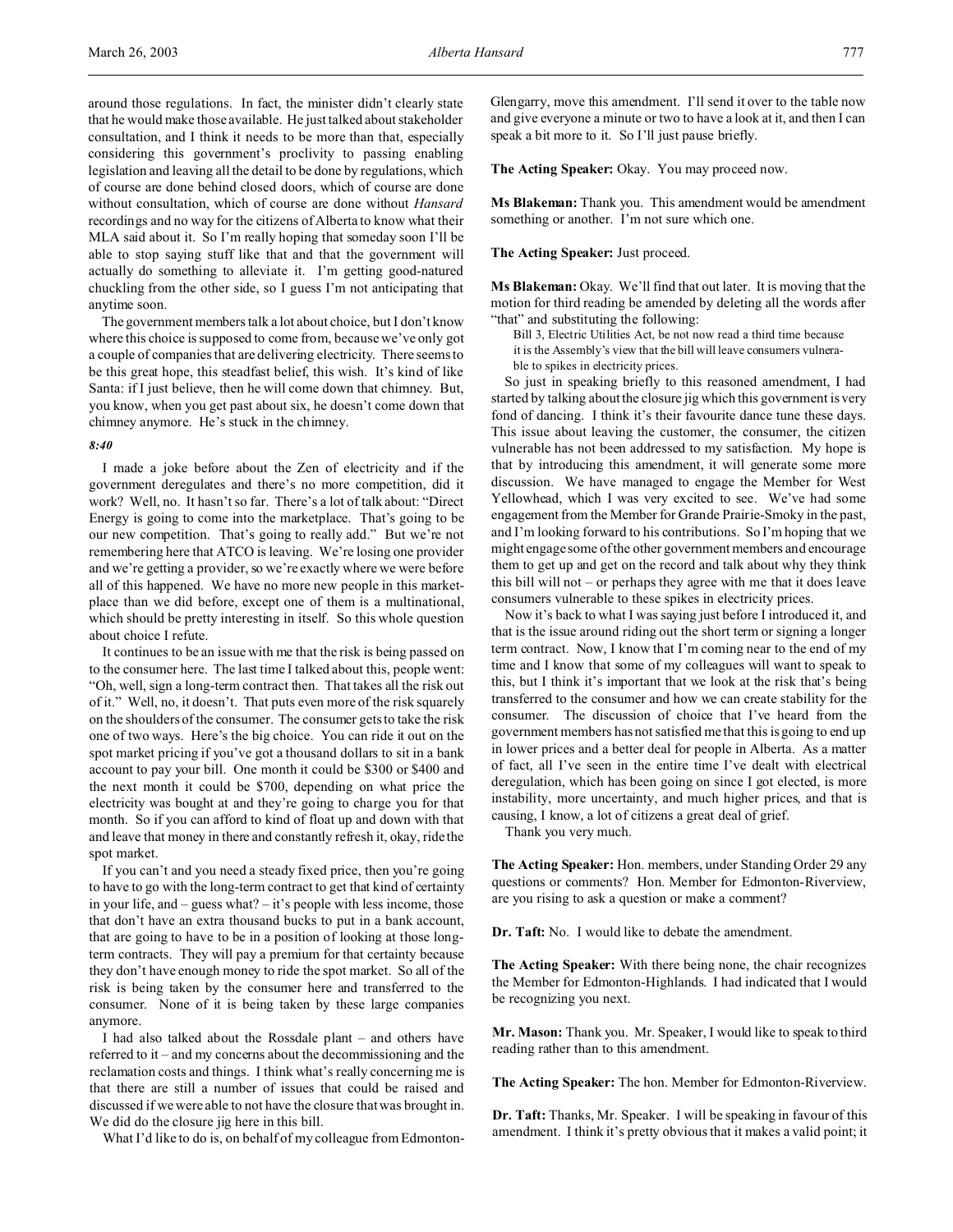around those regulations. In fact, the minister didn't clearly state that he would make those available. He just talked about stakeholder consultation, and I think it needs to be more than that, especially considering this government's proclivity to passing enabling legislation and leaving all the detail to be done by regulations, which of course are done behind closed doors, which of course are done without consultation, which of course are done without *Hansard* recordings and no way for the citizens of Alberta to know what their MLA said about it. So I'm really hoping that someday soon I'll be able to stop saying stuff like that and that the government will actually do something to alleviate it. I'm getting good-natured chuckling from the other side, so I guess I'm not anticipating that anytime soon.

The government members talk a lot about choice, but I don't know where this choice is supposed to come from, because we've only got a couple of companies that are delivering electricity. There seems to be this great hope, this steadfast belief, this wish. It's kind of like Santa: if I just believe, then he will come down that chimney. But, you know, when you get past about six, he doesn't come down that chimney anymore. He's stuck in the chimney.

*8:40*

I made a joke before about the Zen of electricity and if the government deregulates and there's no more competition, did it work? Well, no. It hasn't so far. There's a lot of talk about: "Direct Energy is going to come into the marketplace. That's going to be our new competition. That's going to really add." But we're not remembering here that ATCO is leaving. We're losing one provider and we're getting a provider, so we're exactly where we were before all of this happened. We have no more new people in this marketplace than we did before, except one of them is a multinational, which should be pretty interesting in itself. So this whole question about choice I refute.

It continues to be an issue with me that the risk is being passed on to the consumer here. The last time I talked about this, people went: "Oh, well, sign a long-term contract then. That takes all the risk out of it." Well, no, it doesn't. That puts even more of the risk squarely on the shoulders of the consumer. The consumer gets to take the risk one of two ways. Here's the big choice. You can ride it out on the spot market pricing if you've got a thousand dollars to sit in a bank account to pay your bill. One month it could be $300 or $400 and the next month it could be $700, depending on what price the electricity was bought at and they're going to charge you for that month. So if you can afford to kind of float up and down with that and leave that money in there and constantly refresh it, okay, ride the spot market.

If you can't and you need a steady fixed price, then you're going to have to go with the long-term contract to get that kind of certainty in your life, and – guess what? – it's people with less income, those that don't have an extra thousand bucks to put in a bank account, that are going to have to be in a position of looking at those long-term contracts. They will pay a premium for that certainty because they don't have enough money to ride the spot market. So all of the risk is being taken by the consumer here and transferred to the consumer. None of it is being taken by these large companies anymore.

I had also talked about the Rossdale plant – and others have referred to it – and my concerns about the decommissioning and the reclamation costs and things. I think what's really concerning me is that there are still a number of issues that could be raised and discussed if we were able to not have the closure that was brought in. We did do the closure jig here in this bill.

What I'd like to do is, on behalf of my colleague from Edmonton-Glengarry, move this amendment. I'll send it over to the table now and give everyone a minute or two to have a look at it, and then I can speak a bit more to it. So I'll just pause briefly.

**The Acting Speaker:** Okay. You may proceed now.

**Ms Blakeman:** Thank you. This amendment would be amendment something or another. I'm not sure which one.

**The Acting Speaker:** Just proceed.

**Ms Blakeman:** Okay. We'll find that out later. It is moving that the motion for third reading be amended by deleting all the words after "that" and substituting the following:

> Bill 3, Electric Utilities Act, be not now read a third time because it is the Assembly's view that the bill will leave consumers vulnerable to spikes in electricity prices.

So just in speaking briefly to this reasoned amendment, I had started by talking about the closure jig which this government is very fond of dancing. I think it's their favourite dance tune these days. This issue about leaving the customer, the consumer, the citizen vulnerable has not been addressed to my satisfaction. My hope is that by introducing this amendment, it will generate some more discussion. We have managed to engage the Member for West Yellowhead, which I was very excited to see. We've had some engagement from the Member for Grande Prairie-Smoky in the past, and I'm looking forward to his contributions. So I'm hoping that we might engage some of the other government members and encourage them to get up and get on the record and talk about why they think this bill will not – or perhaps they agree with me that it does leave consumers vulnerable to these spikes in electricity prices.

Now it's back to what I was saying just before I introduced it, and that is the issue around riding out the short term or signing a longer term contract. Now, I know that I'm coming near to the end of my time and I know that some of my colleagues will want to speak to this, but I think it's important that we look at the risk that's being transferred to the consumer and how we can create stability for the consumer. The discussion of choice that I've heard from the government members has not satisfied me that this is going to end up in lower prices and a better deal for people in Alberta. As a matter of fact, all I've seen in the entire time I've dealt with electrical deregulation, which has been going on since I got elected, is more instability, more uncertainty, and much higher prices, and that is causing, I know, a lot of citizens a great deal of grief.

Thank you very much.

**The Acting Speaker:** Hon. members, under Standing Order 29 any questions or comments? Hon. Member for Edmonton-Riverview, are you rising to ask a question or make a comment?

**Dr. Taft:** No. I would like to debate the amendment.

**The Acting Speaker:** With there being none, the chair recognizes the Member for Edmonton-Highlands. I had indicated that I would be recognizing you next.

**Mr. Mason:** Thank you. Mr. Speaker, I would like to speak to third reading rather than to this amendment.

**The Acting Speaker:** The hon. Member for Edmonton-Riverview.

**Dr. Taft:** Thanks, Mr. Speaker. I will be speaking in favour of this amendment. I think it's pretty obvious that it makes a valid point; it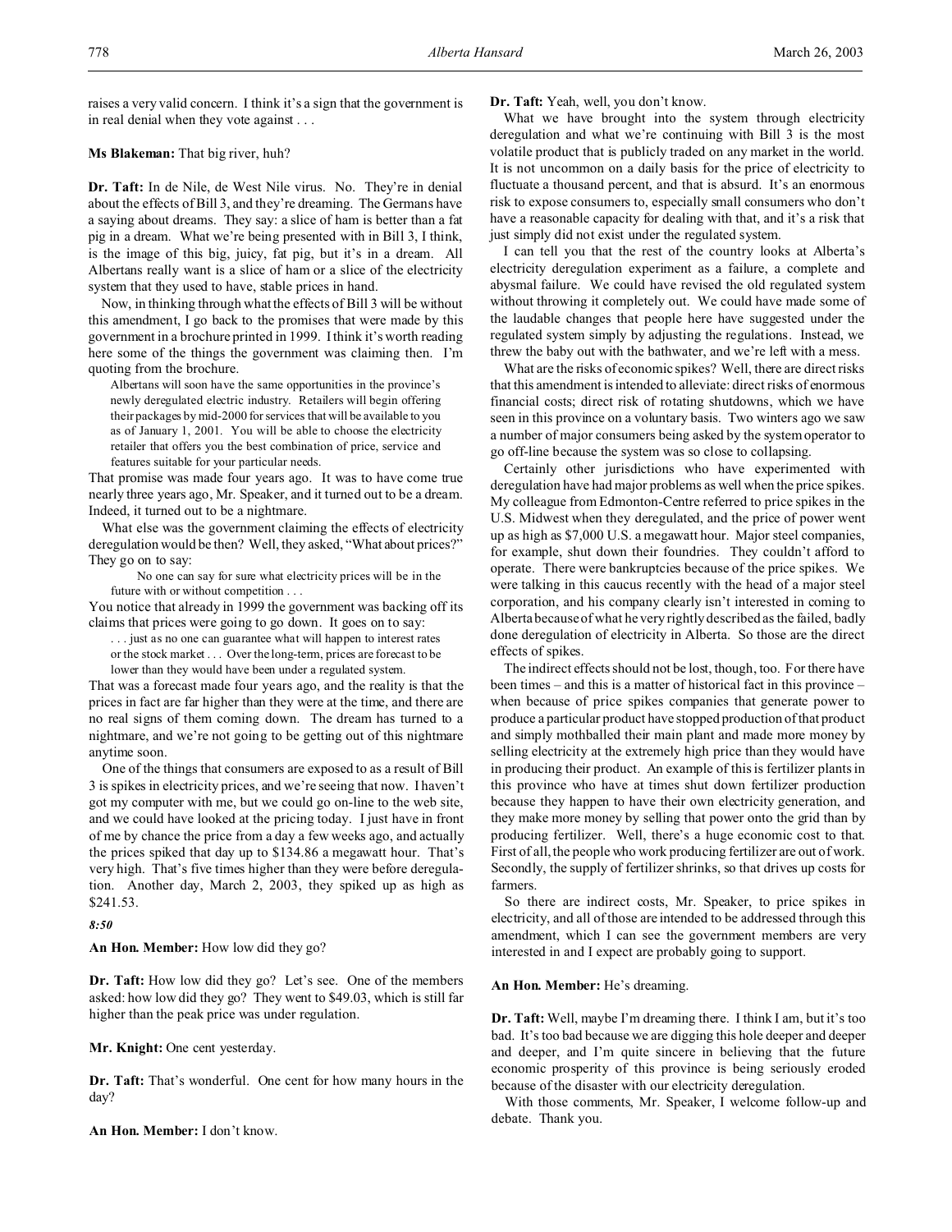raises a very valid concern. I think it's a sign that the government is in real denial when they vote against . . .

**Ms Blakeman:** That big river, huh?

**Dr. Taft:** In de Nile, de West Nile virus. No. They're in denial about the effects of Bill 3, and they're dreaming. The Germans have a saying about dreams. They say: a slice of ham is better than a fat pig in a dream. What we're being presented with in Bill 3, I think, is the image of this big, juicy, fat pig, but it's in a dream. All Albertans really want is a slice of ham or a slice of the electricity system that they used to have, stable prices in hand.

Now, in thinking through what the effects of Bill 3 will be without this amendment, I go back to the promises that were made by this government in a brochure printed in 1999. I think it's worth reading here some of the things the government was claiming then. I'm quoting from the brochure.

> Albertans will soon have the same opportunities in the province's newly deregulated electric industry. Retailers will begin offering their packages by mid-2000 for services that will be available to you as of January 1, 2001. You will be able to choose the electricity retailer that offers you the best combination of price, service and features suitable for your particular needs.

That promise was made four years ago. It was to have come true nearly three years ago, Mr. Speaker, and it turned out to be a dream. Indeed, it turned out to be a nightmare.

What else was the government claiming the effects of electricity deregulation would be then? Well, they asked, "What about prices?" They go on to say:

> No one can say for sure what electricity prices will be in the future with or without competition . . .

You notice that already in 1999 the government was backing off its claims that prices were going to go down. It goes on to say:

> . . . just as no one can guarantee what will happen to interest rates or the stock market . . . Over the long-term, prices are forecast to be lower than they would have been under a regulated system.

That was a forecast made four years ago, and the reality is that the prices in fact are far higher than they were at the time, and there are no real signs of them coming down. The dream has turned to a nightmare, and we're not going to be getting out of this nightmare anytime soon.

One of the things that consumers are exposed to as a result of Bill 3 is spikes in electricity prices, and we're seeing that now. I haven't got my computer with me, but we could go on-line to the web site, and we could have looked at the pricing today. I just have in front of me by chance the price from a day a few weeks ago, and actually the prices spiked that day up to $134.86 a megawatt hour. That's very high. That's five times higher than they were before deregulation. Another day, March 2, 2003, they spiked up as high as $241.53.

*8:50*

**An Hon. Member:** How low did they go?

**Dr. Taft:** How low did they go? Let's see. One of the members asked: how low did they go? They went to $49.03, which is still far higher than the peak price was under regulation.

**Mr. Knight:** One cent yesterday.

**Dr. Taft:** That's wonderful. One cent for how many hours in the day?

**An Hon. Member:** I don't know.

**Dr. Taft:** Yeah, well, you don't know.

What we have brought into the system through electricity deregulation and what we're continuing with Bill 3 is the most volatile product that is publicly traded on any market in the world. It is not uncommon on a daily basis for the price of electricity to fluctuate a thousand percent, and that is absurd. It's an enormous risk to expose consumers to, especially small consumers who don't have a reasonable capacity for dealing with that, and it's a risk that just simply did not exist under the regulated system.

I can tell you that the rest of the country looks at Alberta's electricity deregulation experiment as a failure, a complete and abysmal failure. We could have revised the old regulated system without throwing it completely out. We could have made some of the laudable changes that people here have suggested under the regulated system simply by adjusting the regulations. Instead, we threw the baby out with the bathwater, and we're left with a mess.

What are the risks of economic spikes? Well, there are direct risks that this amendment is intended to alleviate: direct risks of enormous financial costs; direct risk of rotating shutdowns, which we have seen in this province on a voluntary basis. Two winters ago we saw a number of major consumers being asked by the system operator to go off-line because the system was so close to collapsing.

Certainly other jurisdictions who have experimented with deregulation have had major problems as well when the price spikes. My colleague from Edmonton-Centre referred to price spikes in the U.S. Midwest when they deregulated, and the price of power went up as high as $7,000 U.S. a megawatt hour. Major steel companies, for example, shut down their foundries. They couldn't afford to operate. There were bankruptcies because of the price spikes. We were talking in this caucus recently with the head of a major steel corporation, and his company clearly isn't interested in coming to Alberta because of what he very rightly described as the failed, badly done deregulation of electricity in Alberta. So those are the direct effects of spikes.

The indirect effects should not be lost, though, too. For there have been times – and this is a matter of historical fact in this province – when because of price spikes companies that generate power to produce a particular product have stopped production of that product and simply mothballed their main plant and made more money by selling electricity at the extremely high price than they would have in producing their product. An example of this is fertilizer plants in this province who have at times shut down fertilizer production because they happen to have their own electricity generation, and they make more money by selling that power onto the grid than by producing fertilizer. Well, there's a huge economic cost to that. First of all, the people who work producing fertilizer are out of work. Secondly, the supply of fertilizer shrinks, so that drives up costs for farmers.

So there are indirect costs, Mr. Speaker, to price spikes in electricity, and all of those are intended to be addressed through this amendment, which I can see the government members are very interested in and I expect are probably going to support.

**An Hon. Member:** He's dreaming.

**Dr. Taft:** Well, maybe I'm dreaming there. I think I am, but it's too bad. It's too bad because we are digging this hole deeper and deeper and deeper, and I'm quite sincere in believing that the future economic prosperity of this province is being seriously eroded because of the disaster with our electricity deregulation.

With those comments, Mr. Speaker, I welcome follow-up and debate. Thank you.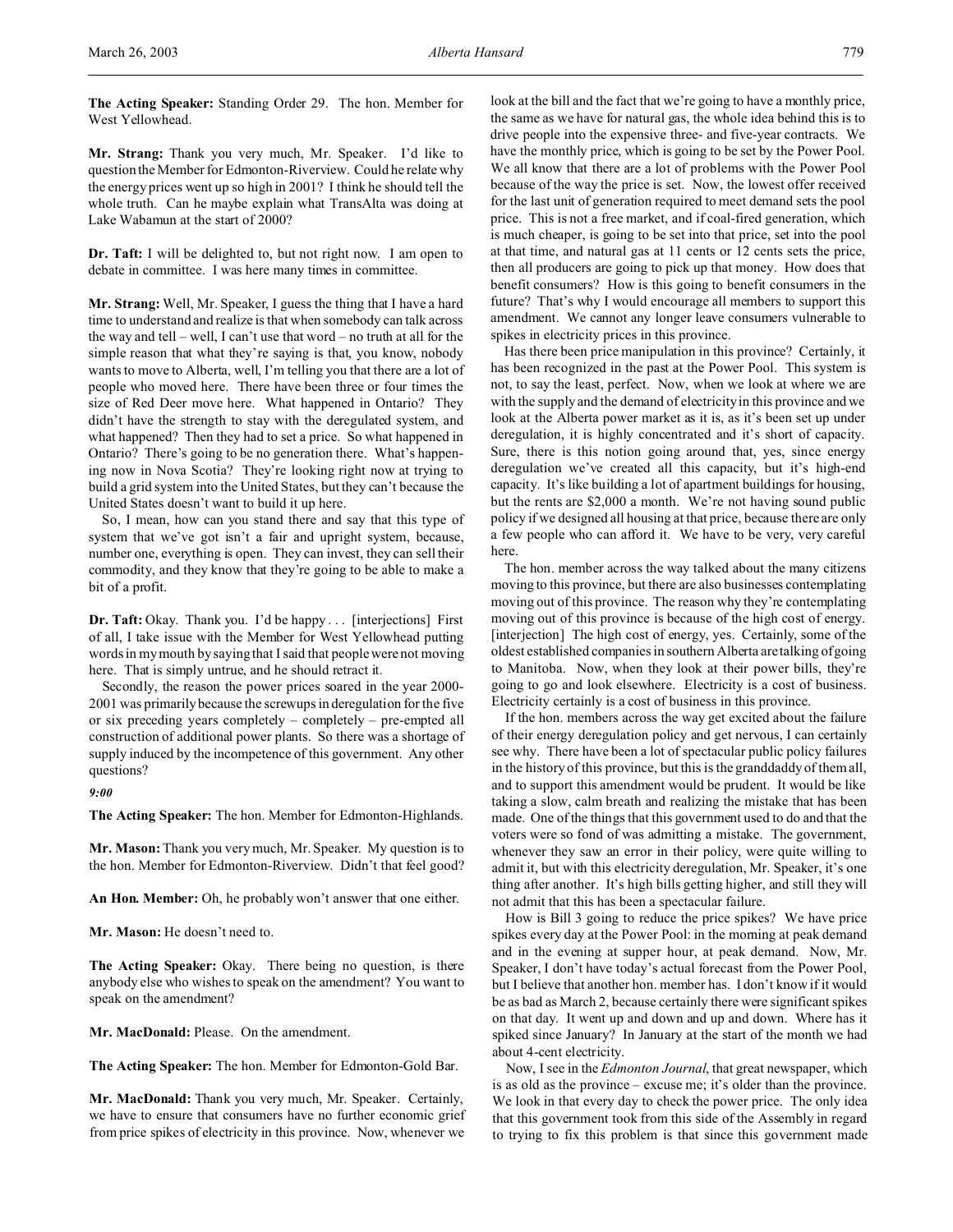**The Acting Speaker:** Standing Order 29. The hon. Member for West Yellowhead.

**Mr. Strang:** Thank you very much, Mr. Speaker. I'd like to question the Member for Edmonton-Riverview. Could he relate why the energy prices went up so high in 2001? I think he should tell the whole truth. Can he maybe explain what TransAlta was doing at Lake Wabamun at the start of 2000?

**Dr. Taft:** I will be delighted to, but not right now. I am open to debate in committee. I was here many times in committee.

**Mr. Strang:** Well, Mr. Speaker, I guess the thing that I have a hard time to understand and realize is that when somebody can talk across the way and tell – well, I can't use that word – no truth at all for the simple reason that what they're saying is that, you know, nobody wants to move to Alberta, well, I'm telling you that there are a lot of people who moved here. There have been three or four times the size of Red Deer move here. What happened in Ontario? They didn't have the strength to stay with the deregulated system, and what happened? Then they had to set a price. So what happened in Ontario? There's going to be no generation there. What's happening now in Nova Scotia? They're looking right now at trying to build a grid system into the United States, but they can't because the United States doesn't want to build it up here.

So, I mean, how can you stand there and say that this type of system that we've got isn't a fair and upright system, because, number one, everything is open. They can invest, they can sell their commodity, and they know that they're going to be able to make a bit of a profit.

**Dr. Taft:** Okay. Thank you. I'd be happy . . . [interjections] First of all, I take issue with the Member for West Yellowhead putting words in my mouth by saying that I said that people were not moving here. That is simply untrue, and he should retract it.

Secondly, the reason the power prices soared in the year 2000-2001 was primarily because the screwups in deregulation for the five or six preceding years completely – completely – pre-empted all construction of additional power plants. So there was a shortage of supply induced by the incompetence of this government. Any other questions?

*9:00*

**The Acting Speaker:** The hon. Member for Edmonton-Highlands.

**Mr. Mason:** Thank you very much, Mr. Speaker. My question is to the hon. Member for Edmonton-Riverview. Didn't that feel good?

**An Hon. Member:** Oh, he probably won't answer that one either.

**Mr. Mason:** He doesn't need to.

**The Acting Speaker:** Okay. There being no question, is there anybody else who wishes to speak on the amendment? You want to speak on the amendment?

**Mr. MacDonald:** Please. On the amendment.

**The Acting Speaker:** The hon. Member for Edmonton-Gold Bar.

**Mr. MacDonald:** Thank you very much, Mr. Speaker. Certainly, we have to ensure that consumers have no further economic grief from price spikes of electricity in this province. Now, whenever we look at the bill and the fact that we're going to have a monthly price, the same as we have for natural gas, the whole idea behind this is to drive people into the expensive three- and five-year contracts. We have the monthly price, which is going to be set by the Power Pool. We all know that there are a lot of problems with the Power Pool because of the way the price is set. Now, the lowest offer received for the last unit of generation required to meet demand sets the pool price. This is not a free market, and if coal-fired generation, which is much cheaper, is going to be set into that price, set into the pool at that time, and natural gas at 11 cents or 12 cents sets the price, then all producers are going to pick up that money. How does that benefit consumers? How is this going to benefit consumers in the future? That's why I would encourage all members to support this amendment. We cannot any longer leave consumers vulnerable to spikes in electricity prices in this province.

Has there been price manipulation in this province? Certainly, it has been recognized in the past at the Power Pool. This system is not, to say the least, perfect. Now, when we look at where we are with the supply and the demand of electricity in this province and we look at the Alberta power market as it is, as it's been set up under deregulation, it is highly concentrated and it's short of capacity. Sure, there is this notion going around that, yes, since energy deregulation we've created all this capacity, but it's high-end capacity. It's like building a lot of apartment buildings for housing, but the rents are $2,000 a month. We're not having sound public policy if we designed all housing at that price, because there are only a few people who can afford it. We have to be very, very careful here.

The hon. member across the way talked about the many citizens moving to this province, but there are also businesses contemplating moving out of this province. The reason why they're contemplating moving out of this province is because of the high cost of energy. [interjection] The high cost of energy, yes. Certainly, some of the oldest established companies in southern Alberta are talking of going to Manitoba. Now, when they look at their power bills, they're going to go and look elsewhere. Electricity is a cost of business. Electricity certainly is a cost of business in this province.

If the hon. members across the way get excited about the failure of their energy deregulation policy and get nervous, I can certainly see why. There have been a lot of spectacular public policy failures in the history of this province, but this is the granddaddy of them all, and to support this amendment would be prudent. It would be like taking a slow, calm breath and realizing the mistake that has been made. One of the things that this government used to do and that the voters were so fond of was admitting a mistake. The government, whenever they saw an error in their policy, were quite willing to admit it, but with this electricity deregulation, Mr. Speaker, it's one thing after another. It's high bills getting higher, and still they will not admit that this has been a spectacular failure.

How is Bill 3 going to reduce the price spikes? We have price spikes every day at the Power Pool: in the morning at peak demand and in the evening at supper hour, at peak demand. Now, Mr. Speaker, I don't have today's actual forecast from the Power Pool, but I believe that another hon. member has. I don't know if it would be as bad as March 2, because certainly there were significant spikes on that day. It went up and down and up and down. Where has it spiked since January? In January at the start of the month we had about 4-cent electricity.

Now, I see in the *Edmonton Journal*, that great newspaper, which is as old as the province – excuse me; it's older than the province. We look in that every day to check the power price. The only idea that this government took from this side of the Assembly in regard to trying to fix this problem is that since this government made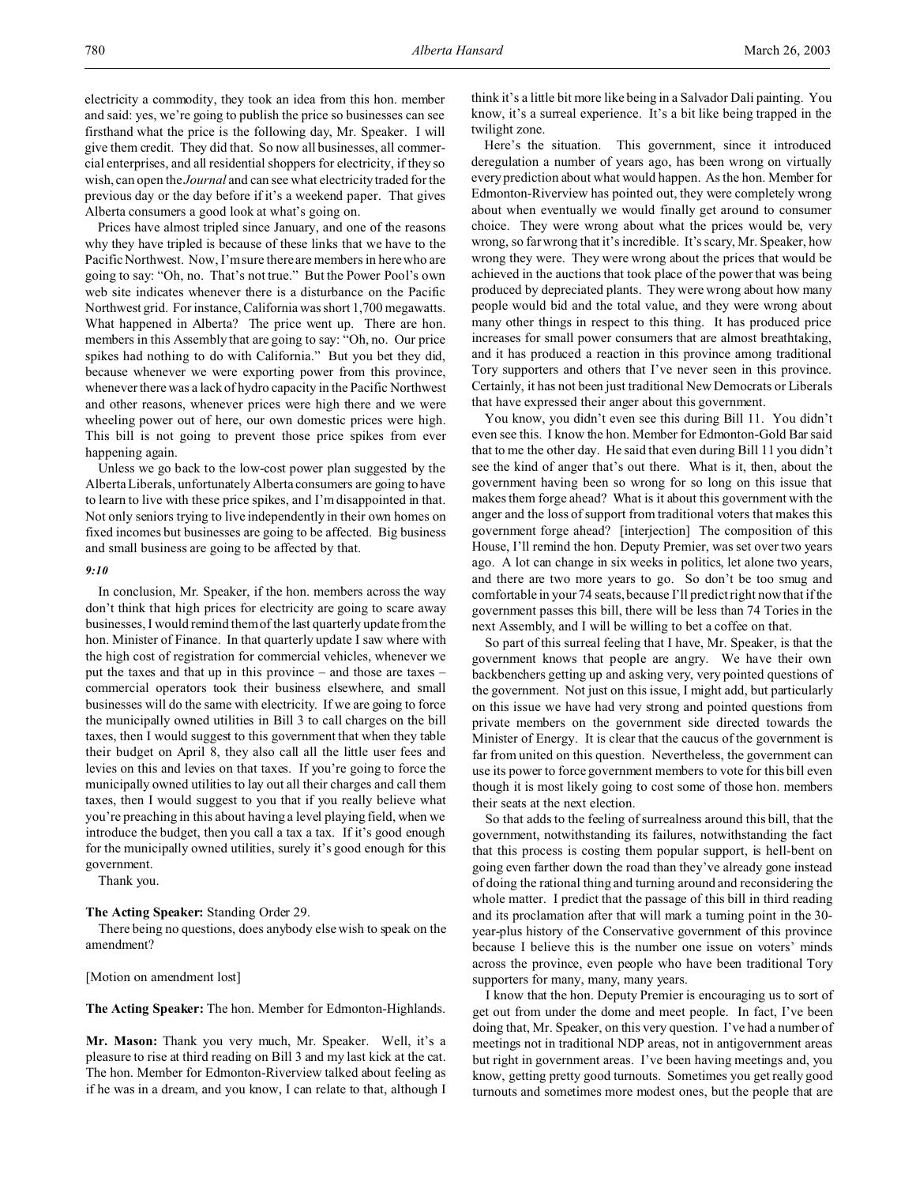electricity a commodity, they took an idea from this hon. member and said: yes, we're going to publish the price so businesses can see firsthand what the price is the following day, Mr. Speaker. I will give them credit. They did that. So now all businesses, all commercial enterprises, and all residential shoppers for electricity, if they so wish, can open the *Journal* and can see what electricity traded for the previous day or the day before if it's a weekend paper. That gives Alberta consumers a good look at what's going on.

Prices have almost tripled since January, and one of the reasons why they have tripled is because of these links that we have to the Pacific Northwest. Now, I'm sure there are members in here who are going to say: "Oh, no. That's not true." But the Power Pool's own web site indicates whenever there is a disturbance on the Pacific Northwest grid. For instance, California was short 1,700 megawatts. What happened in Alberta? The price went up. There are hon. members in this Assembly that are going to say: "Oh, no. Our price spikes had nothing to do with California." But you bet they did, because whenever we were exporting power from this province, whenever there was a lack of hydro capacity in the Pacific Northwest and other reasons, whenever prices were high there and we were wheeling power out of here, our own domestic prices were high. This bill is not going to prevent those price spikes from ever happening again.

Unless we go back to the low-cost power plan suggested by the Alberta Liberals, unfortunately Alberta consumers are going to have to learn to live with these price spikes, and I'm disappointed in that. Not only seniors trying to live independently in their own homes on fixed incomes but businesses are going to be affected. Big business and small business are going to be affected by that.

*9:10*

In conclusion, Mr. Speaker, if the hon. members across the way don't think that high prices for electricity are going to scare away businesses, I would remind them of the last quarterly update from the hon. Minister of Finance. In that quarterly update I saw where with the high cost of registration for commercial vehicles, whenever we put the taxes and that up in this province – and those are taxes – commercial operators took their business elsewhere, and small businesses will do the same with electricity. If we are going to force the municipally owned utilities in Bill 3 to call charges on the bill taxes, then I would suggest to this government that when they table their budget on April 8, they also call all the little user fees and levies on this and levies on that taxes. If you're going to force the municipally owned utilities to lay out all their charges and call them taxes, then I would suggest to you that if you really believe what you're preaching in this about having a level playing field, when we introduce the budget, then you call a tax a tax. If it's good enough for the municipally owned utilities, surely it's good enough for this government.

Thank you.

**The Acting Speaker:** Standing Order 29.

There being no questions, does anybody else wish to speak on the amendment?

[Motion on amendment lost]

**The Acting Speaker:** The hon. Member for Edmonton-Highlands.

**Mr. Mason:** Thank you very much, Mr. Speaker. Well, it's a pleasure to rise at third reading on Bill 3 and my last kick at the cat. The hon. Member for Edmonton-Riverview talked about feeling as if he was in a dream, and you know, I can relate to that, although I think it's a little bit more like being in a Salvador Dali painting. You know, it's a surreal experience. It's a bit like being trapped in the twilight zone.

Here's the situation. This government, since it introduced deregulation a number of years ago, has been wrong on virtually every prediction about what would happen. As the hon. Member for Edmonton-Riverview has pointed out, they were completely wrong about when eventually we would finally get around to consumer choice. They were wrong about what the prices would be, very wrong, so far wrong that it's incredible. It's scary, Mr. Speaker, how wrong they were. They were wrong about the prices that would be achieved in the auctions that took place of the power that was being produced by depreciated plants. They were wrong about how many people would bid and the total value, and they were wrong about many other things in respect to this thing. It has produced price increases for small power consumers that are almost breathtaking, and it has produced a reaction in this province among traditional Tory supporters and others that I've never seen in this province. Certainly, it has not been just traditional New Democrats or Liberals that have expressed their anger about this government.

You know, you didn't even see this during Bill 11. You didn't even see this. I know the hon. Member for Edmonton-Gold Bar said that to me the other day. He said that even during Bill 11 you didn't see the kind of anger that's out there. What is it, then, about the government having been so wrong for so long on this issue that makes them forge ahead? What is it about this government with the anger and the loss of support from traditional voters that makes this government forge ahead? [interjection] The composition of this House, I'll remind the hon. Deputy Premier, was set over two years ago. A lot can change in six weeks in politics, let alone two years, and there are two more years to go. So don't be too smug and comfortable in your 74 seats, because I'll predict right now that if the government passes this bill, there will be less than 74 Tories in the next Assembly, and I will be willing to bet a coffee on that.

So part of this surreal feeling that I have, Mr. Speaker, is that the government knows that people are angry. We have their own backbenchers getting up and asking very, very pointed questions of the government. Not just on this issue, I might add, but particularly on this issue we have had very strong and pointed questions from private members on the government side directed towards the Minister of Energy. It is clear that the caucus of the government is far from united on this question. Nevertheless, the government can use its power to force government members to vote for this bill even though it is most likely going to cost some of those hon. members their seats at the next election.

So that adds to the feeling of surrealness around this bill, that the government, notwithstanding its failures, notwithstanding the fact that this process is costing them popular support, is hell-bent on going even farther down the road than they've already gone instead of doing the rational thing and turning around and reconsidering the whole matter. I predict that the passage of this bill in third reading and its proclamation after that will mark a turning point in the 30-year-plus history of the Conservative government of this province because I believe this is the number one issue on voters' minds across the province, even people who have been traditional Tory supporters for many, many, many years.

I know that the hon. Deputy Premier is encouraging us to sort of get out from under the dome and meet people. In fact, I've been doing that, Mr. Speaker, on this very question. I've had a number of meetings not in traditional NDP areas, not in antigovernment areas but right in government areas. I've been having meetings and, you know, getting pretty good turnouts. Sometimes you get really good turnouts and sometimes more modest ones, but the people that are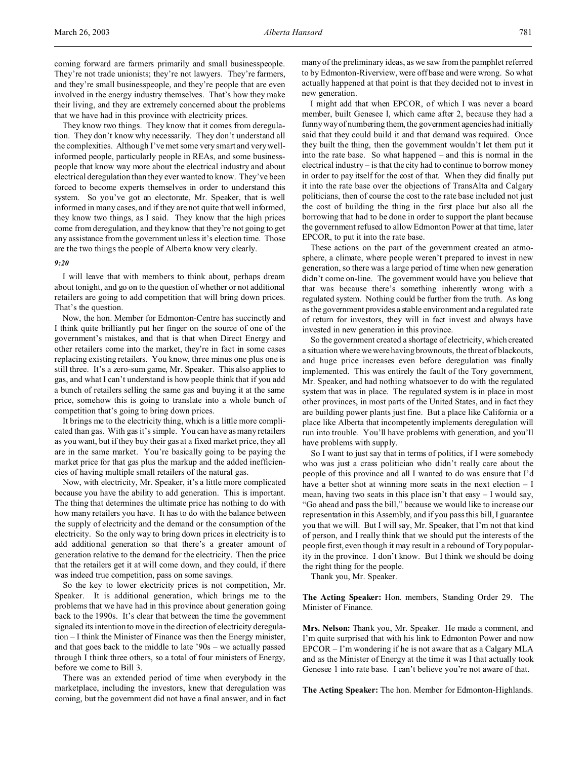coming forward are farmers primarily and small businesspeople. They're not trade unionists; they're not lawyers. They're farmers, and they're small businesspeople, and they're people that are even involved in the energy industry themselves. That's how they make their living, and they are extremely concerned about the problems that we have had in this province with electricity prices.

They know two things. They know that it comes from deregulation. They don't know why necessarily. They don't understand all the complexities. Although I've met some very smart and very well-informed people, particularly people in REAs, and some businesspeople that know way more about the electrical industry and about electrical deregulation than they ever wanted to know. They've been forced to become experts themselves in order to understand this system. So you've got an electorate, Mr. Speaker, that is well informed in many cases, and if they are not quite that well informed, they know two things, as I said. They know that the high prices come from deregulation, and they know that they're not going to get any assistance from the government unless it's election time. Those are the two things the people of Alberta know very clearly.

*9:20*

I will leave that with members to think about, perhaps dream about tonight, and go on to the question of whether or not additional retailers are going to add competition that will bring down prices. That's the question.

Now, the hon. Member for Edmonton-Centre has succinctly and I think quite brilliantly put her finger on the source of one of the government's mistakes, and that is that when Direct Energy and other retailers come into the market, they're in fact in some cases replacing existing retailers. You know, three minus one plus one is still three. It's a zero-sum game, Mr. Speaker. This also applies to gas, and what I can't understand is how people think that if you add a bunch of retailers selling the same gas and buying it at the same price, somehow this is going to translate into a whole bunch of competition that's going to bring down prices.

It brings me to the electricity thing, which is a little more complicated than gas. With gas it's simple. You can have as many retailers as you want, but if they buy their gas at a fixed market price, they all are in the same market. You're basically going to be paying the market price for that gas plus the markup and the added inefficiencies of having multiple small retailers of the natural gas.

Now, with electricity, Mr. Speaker, it's a little more complicated because you have the ability to add generation. This is important. The thing that determines the ultimate price has nothing to do with how many retailers you have. It has to do with the balance between the supply of electricity and the demand or the consumption of the electricity. So the only way to bring down prices in electricity is to add additional generation so that there's a greater amount of generation relative to the demand for the electricity. Then the price that the retailers get it at will come down, and they could, if there was indeed true competition, pass on some savings.

So the key to lower electricity prices is not competition, Mr. Speaker. It is additional generation, which brings me to the problems that we have had in this province about generation going back to the 1990s. It's clear that between the time the government signaled its intention to move in the direction of electricity deregulation – I think the Minister of Finance was then the Energy minister, and that goes back to the middle to late '90s – we actually passed through I think three others, so a total of four ministers of Energy, before we come to Bill 3.

There was an extended period of time when everybody in the marketplace, including the investors, knew that deregulation was coming, but the government did not have a final answer, and in fact many of the preliminary ideas, as we saw from the pamphlet referred to by Edmonton-Riverview, were off base and were wrong. So what actually happened at that point is that they decided not to invest in new generation.

I might add that when EPCOR, of which I was never a board member, built Genesee 1, which came after 2, because they had a funny way of numbering them, the government agencies had initially said that they could build it and that demand was required. Once they built the thing, then the government wouldn't let them put it into the rate base. So what happened – and this is normal in the electrical industry – is that the city had to continue to borrow money in order to pay itself for the cost of that. When they did finally put it into the rate base over the objections of TransAlta and Calgary politicians, then of course the cost to the rate base included not just the cost of building the thing in the first place but also all the borrowing that had to be done in order to support the plant because the government refused to allow Edmonton Power at that time, later EPCOR, to put it into the rate base.

These actions on the part of the government created an atmosphere, a climate, where people weren't prepared to invest in new generation, so there was a large period of time when new generation didn't come on-line. The government would have you believe that that was because there's something inherently wrong with a regulated system. Nothing could be further from the truth. As long as the government provides a stable environment and a regulated rate of return for investors, they will in fact invest and always have invested in new generation in this province.

So the government created a shortage of electricity, which created a situation where we were having brownouts, the threat of blackouts, and huge price increases even before deregulation was finally implemented. This was entirely the fault of the Tory government, Mr. Speaker, and had nothing whatsoever to do with the regulated system that was in place. The regulated system is in place in most other provinces, in most parts of the United States, and in fact they are building power plants just fine. But a place like California or a place like Alberta that incompetently implements deregulation will run into trouble. You'll have problems with generation, and you'll have problems with supply.

So I want to just say that in terms of politics, if I were somebody who was just a crass politician who didn't really care about the people of this province and all I wanted to do was ensure that I'd have a better shot at winning more seats in the next election – I mean, having two seats in this place isn't that easy – I would say, "Go ahead and pass the bill," because we would like to increase our representation in this Assembly, and if you pass this bill, I guarantee you that we will. But I will say, Mr. Speaker, that I'm not that kind of person, and I really think that we should put the interests of the people first, even though it may result in a rebound of Tory popularity in the province. I don't know. But I think we should be doing the right thing for the people.

Thank you, Mr. Speaker.

**The Acting Speaker:** Hon. members, Standing Order 29. The Minister of Finance.

**Mrs. Nelson:** Thank you, Mr. Speaker. He made a comment, and I'm quite surprised that with his link to Edmonton Power and now EPCOR – I'm wondering if he is not aware that as a Calgary MLA and as the Minister of Energy at the time it was I that actually took Genesee 1 into rate base. I can't believe you're not aware of that.

**The Acting Speaker:** The hon. Member for Edmonton-Highlands.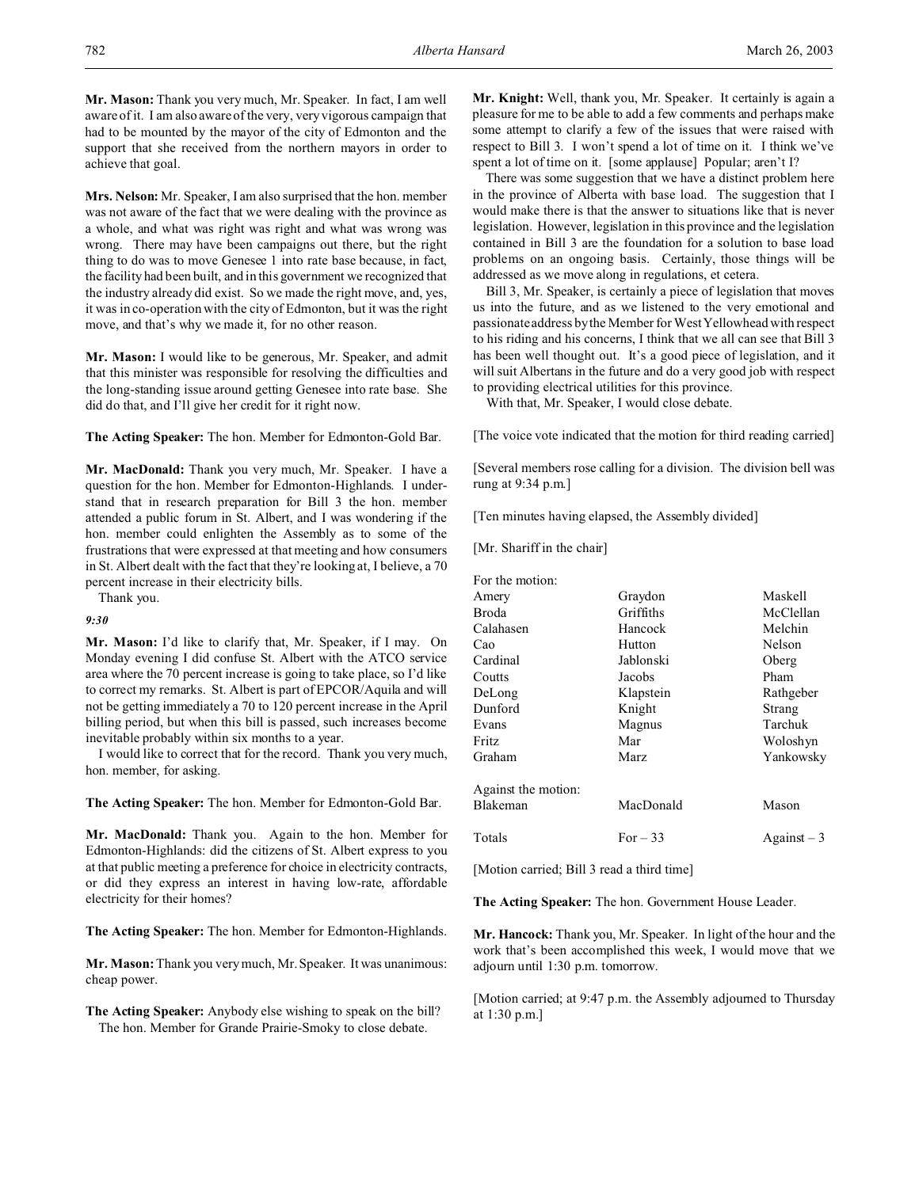**Mr. Mason:** Thank you very much, Mr. Speaker. In fact, I am well aware of it. I am also aware of the very, very vigorous campaign that had to be mounted by the mayor of the city of Edmonton and the support that she received from the northern mayors in order to achieve that goal.

**Mrs. Nelson:** Mr. Speaker, I am also surprised that the hon. member was not aware of the fact that we were dealing with the province as a whole, and what was right was right and what was wrong was wrong. There may have been campaigns out there, but the right thing to do was to move Genesee 1 into rate base because, in fact, the facility had been built, and in this government we recognized that the industry already did exist. So we made the right move, and, yes, it was in co-operation with the city of Edmonton, but it was the right move, and that's why we made it, for no other reason.

**Mr. Mason:** I would like to be generous, Mr. Speaker, and admit that this minister was responsible for resolving the difficulties and the long-standing issue around getting Genesee into rate base. She did do that, and I'll give her credit for it right now.

**The Acting Speaker:** The hon. Member for Edmonton-Gold Bar.

**Mr. MacDonald:** Thank you very much, Mr. Speaker. I have a question for the hon. Member for Edmonton-Highlands. I understand that in research preparation for Bill 3 the hon. member attended a public forum in St. Albert, and I was wondering if the hon. member could enlighten the Assembly as to some of the frustrations that were expressed at that meeting and how consumers in St. Albert dealt with the fact that they're looking at, I believe, a 70 percent increase in their electricity bills.

Thank you.

*9:30*

**Mr. Mason:** I'd like to clarify that, Mr. Speaker, if I may. On Monday evening I did confuse St. Albert with the ATCO service area where the 70 percent increase is going to take place, so I'd like to correct my remarks. St. Albert is part of EPCOR/Aquila and will not be getting immediately a 70 to 120 percent increase in the April billing period, but when this bill is passed, such increases become inevitable probably within six months to a year.

I would like to correct that for the record. Thank you very much, hon. member, for asking.

**The Acting Speaker:** The hon. Member for Edmonton-Gold Bar.

**Mr. MacDonald:** Thank you. Again to the hon. Member for Edmonton-Highlands: did the citizens of St. Albert express to you at that public meeting a preference for choice in electricity contracts, or did they express an interest in having low-rate, affordable electricity for their homes?

**The Acting Speaker:** The hon. Member for Edmonton-Highlands.

**Mr. Mason:** Thank you very much, Mr. Speaker. It was unanimous: cheap power.

**The Acting Speaker:** Anybody else wishing to speak on the bill?

The hon. Member for Grande Prairie-Smoky to close debate.

**Mr. Knight:** Well, thank you, Mr. Speaker. It certainly is again a pleasure for me to be able to add a few comments and perhaps make some attempt to clarify a few of the issues that were raised with respect to Bill 3. I won't spend a lot of time on it. I think we've spent a lot of time on it. [some applause] Popular; aren't I?

There was some suggestion that we have a distinct problem here in the province of Alberta with base load. The suggestion that I would make there is that the answer to situations like that is never legislation. However, legislation in this province and the legislation contained in Bill 3 are the foundation for a solution to base load problems on an ongoing basis. Certainly, those things will be addressed as we move along in regulations, et cetera.

Bill 3, Mr. Speaker, is certainly a piece of legislation that moves us into the future, and as we listened to the very emotional and passionate address by the Member for West Yellowhead with respect to his riding and his concerns, I think that we all can see that Bill 3 has been well thought out. It's a good piece of legislation, and it will suit Albertans in the future and do a very good job with respect to providing electrical utilities for this province.

With that, Mr. Speaker, I would close debate.

[The voice vote indicated that the motion for third reading carried]

[Several members rose calling for a division. The division bell was rung at 9:34 p.m.]

[Ten minutes having elapsed, the Assembly divided]

[Mr. Shariff in the chair]

| | | |
|---|---|---|
| For the motion: | | |
| Amery | Graydon | Maskell |
| Broda | Griffiths | McClellan |
| Calahasen | Hancock | Melchin |
| Cao | Hutton | Nelson |
| Cardinal | Jablonski | Oberg |
| Coutts | Jacobs | Pham |
| DeLong | Klapstein | Rathgeber |
| Dunford | Knight | Strang |
| Evans | Magnus | Tarchuk |
| Fritz | Mar | Woloshyn |
| Graham | Marz | Yankowsky |
| Against the motion: | | |
| Blakeman | MacDonald | Mason |
| Totals | For – 33 | Against – 3 |

[Motion carried; Bill 3 read a third time]

**The Acting Speaker:** The hon. Government House Leader.

**Mr. Hancock:** Thank you, Mr. Speaker. In light of the hour and the work that's been accomplished this week, I would move that we adjourn until 1:30 p.m. tomorrow.

[Motion carried; at 9:47 p.m. the Assembly adjourned to Thursday at 1:30 p.m.]